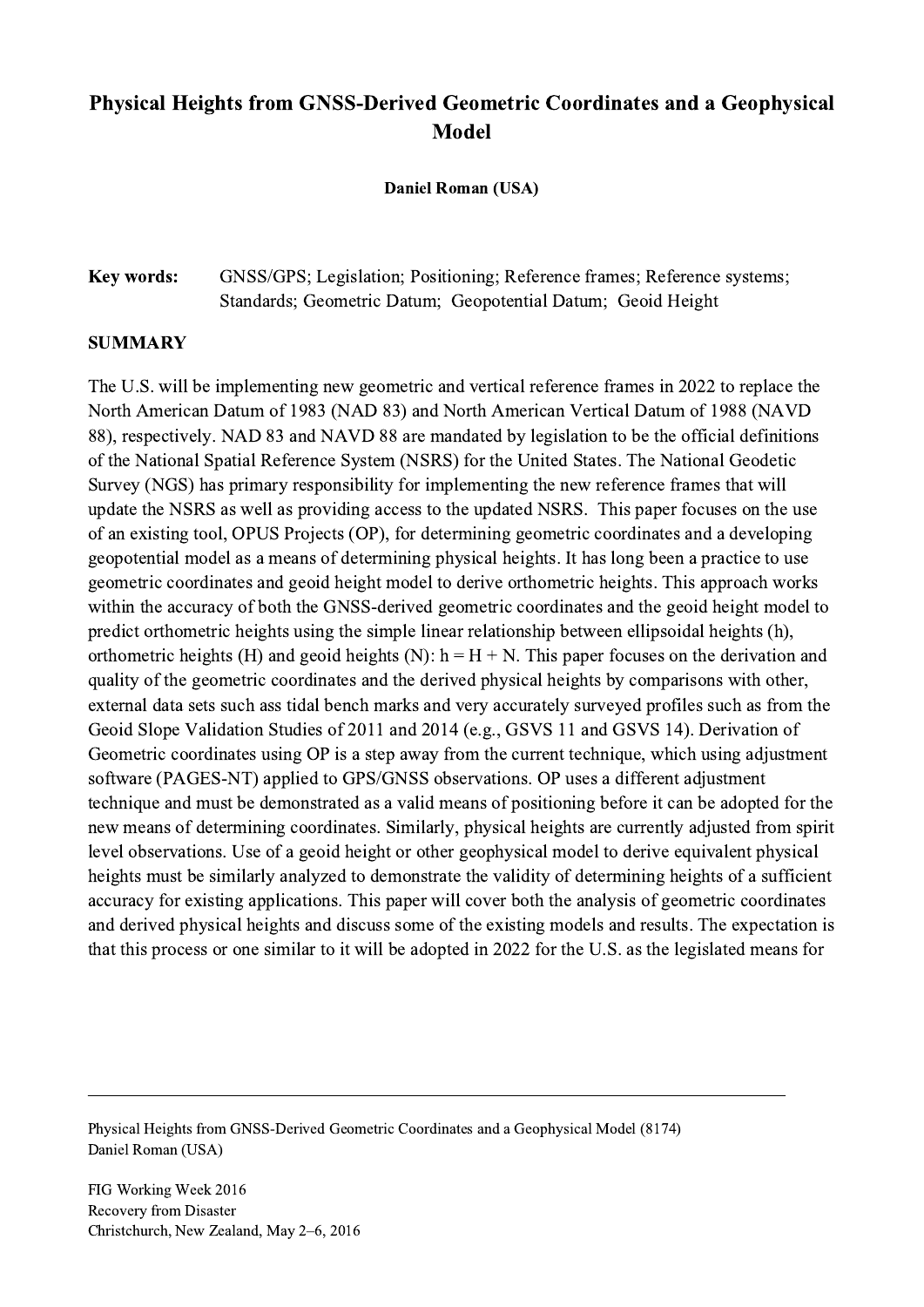# Physical Heights from GNSS-Derived Geometric Coordinates and a Geophysical Model

**Daniel Roman (USA)**

**Key words:** GNSS/GPS; Legislation; Positioning; Reference frames; Reference systems; Standards; Geometric Datum; Geopotential Datum; Geoid Height

## SUMMARY

The U.S. will be implementing new geometric and vertical reference frames in 2022 to replace the North American Datum of 1983 (NAD 83) and North American Vertical Datum of 1988 (NAVD 88), respectively. NAD 83 and NAVD 88 are mandated by legislation to be the official definitions of the National Spatial Reference System (NSRS) for the United States. The National Geodetic Survey (NGS) has primary responsibility for implementing the new reference frames that will update the NSRS as well as providing access to the updated NSRS. This paper focuses on the use of an existing tool, OPUS Projects (OP), for determining geometric coordinates and a developing geopotential model as a means of determining physical heights. It has long been a practice to use geometric coordinates and geoid height model to derive orthometric heights. This approach works within the accuracy of both the GNSS-derived geometric coordinates and the geoid height model to predict orthometric heights using the simple linear relationship between ellipsoidal heights ($h$), orthometric heights ($H$) and geoid heights ($N$): $h = H + N$. This paper focuses on the derivation and quality of the geometric coordinates and the derived physical heights by comparisons with other, external data sets such ass tidal bench marks and very accurately surveyed profiles such as from the Geoid Slope Validation Studies of 2011 and 2014 (e.g., GSVS 11 and GSVS 14). Derivation of Geometric coordinates using OP is a step away from the current technique, which using adjustment software (PAGES-NT) applied to GPS/GNSS observations. OP uses a different adjustment technique and must be demonstrated as a valid means of positioning before it can be adopted for the new means of determining coordinates. Similarly, physical heights are currently adjusted from spirit level observations. Use of a geoid height or other geophysical model to derive equivalent physical heights must be similarly analyzed to demonstrate the validity of determining heights of a sufficient accuracy for existing applications. This paper will cover both the analysis of geometric coordinates and derived physical heights and discuss some of the existing models and results. The expectation is that this process or one similar to it will be adopted in 2022 for the U.S. as the legislated means for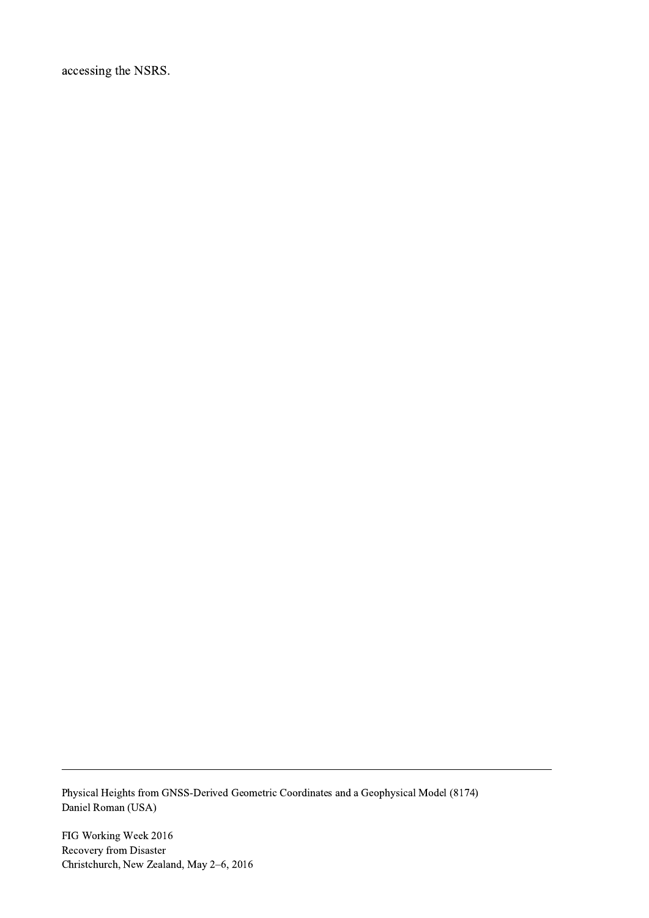accessing the NSRS.